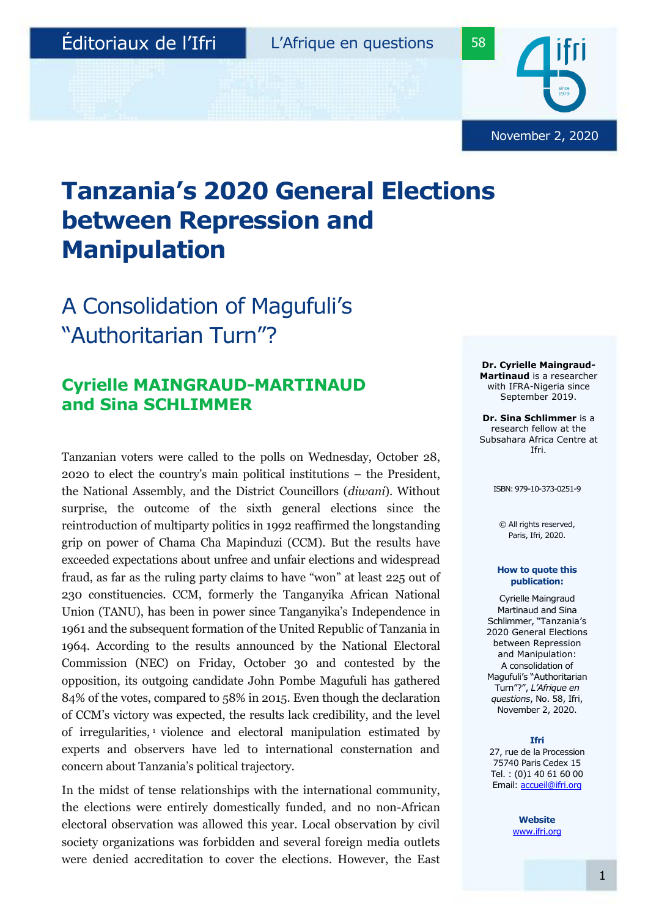Éditoriaux de l'Ifri — L'Afrique en questions — 58

November 2, 2020

# Tanzania's 2020 General Elections between Repression and Manipulation

## A Consolidation of Magufuli's "Authoritarian Turn"?

### Cyrielle MAINGRAUD-MARTINAUD and Sina SCHLIMMER

Tanzanian voters were called to the polls on Wednesday, October 28, 2020 to elect the country's main political institutions – the President, the National Assembly, and the District Councillors (*diwani*). Without surprise, the outcome of the sixth general elections since the reintroduction of multiparty politics in 1992 reaffirmed the longstanding grip on power of Chama Cha Mapinduzi (CCM). But the results have exceeded expectations about unfree and unfair elections and widespread fraud, as far as the ruling party claims to have "won" at least 225 out of 230 constituencies. CCM, formerly the Tanganyika African National Union (TANU), has been in power since Tanganyika's Independence in 1961 and the subsequent formation of the United Republic of Tanzania in 1964. According to the results announced by the National Electoral Commission (NEC) on Friday, October 30 and contested by the opposition, its outgoing candidate John Pombe Magufuli has gathered 84% of the votes, compared to 58% in 2015. Even though the declaration of CCM's victory was expected, the results lack credibility, and the level of irregularities,[1] violence and electoral manipulation estimated by experts and observers have led to international consternation and concern about Tanzania's political trajectory.

In the midst of tense relationships with the international community, the elections were entirely domestically funded, and no non-African electoral observation was allowed this year. Local observation by civil society organizations was forbidden and several foreign media outlets were denied accreditation to cover the elections. However, the East

**Dr. Cyrielle Maingraud-Martinaud** is a researcher with IFRA-Nigeria since September 2019.

**Dr. Sina Schlimmer** is a research fellow at the Subsahara Africa Centre at Ifri.

ISBN: 979-10-373-0251-9

© All rights reserved, Paris, Ifri, 2020.

**How to quote this publication:**

Cyrielle Maingraud Martinaud and Sina Schlimmer, "Tanzania's 2020 General Elections between Repression and Manipulation: A consolidation of Magufuli's "Authoritarian Turn"?", *L'Afrique en questions*, No. 58, Ifri, November 2, 2020.

**Ifri**

27, rue de la Procession
75740 Paris Cedex 15
Tel. : (0)1 40 61 60 00
Email: accueil@ifri.org

**Website**

www.ifri.org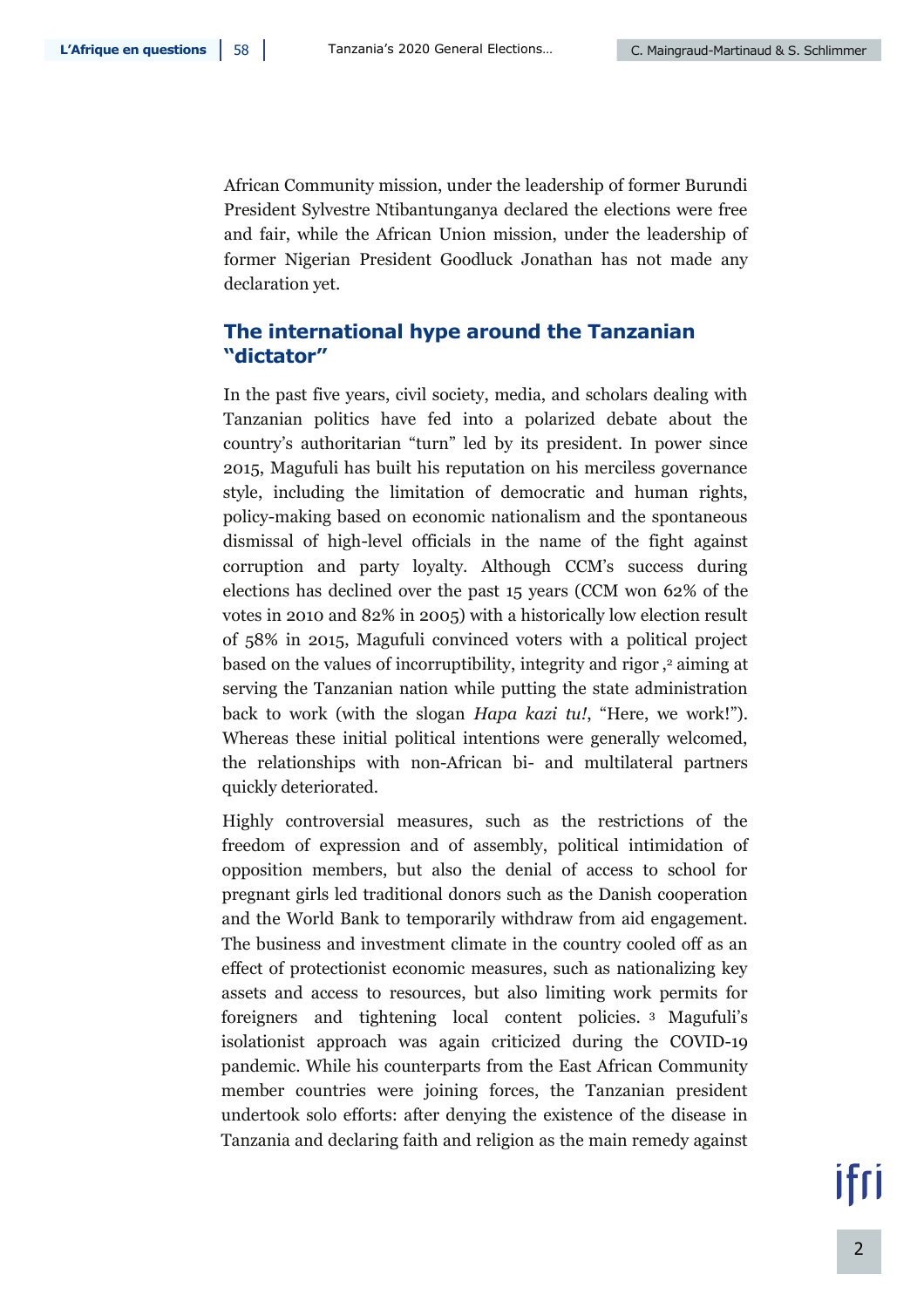African Community mission, under the leadership of former Burundi President Sylvestre Ntibantunganya declared the elections were free and fair, while the African Union mission, under the leadership of former Nigerian President Goodluck Jonathan has not made any declaration yet.

## The international hype around the Tanzanian "dictator"

In the past five years, civil society, media, and scholars dealing with Tanzanian politics have fed into a polarized debate about the country's authoritarian "turn" led by its president. In power since 2015, Magufuli has built his reputation on his merciless governance style, including the limitation of democratic and human rights, policy-making based on economic nationalism and the spontaneous dismissal of high-level officials in the name of the fight against corruption and party loyalty. Although CCM's success during elections has declined over the past 15 years (CCM won 62% of the votes in 2010 and 82% in 2005) with a historically low election result of 58% in 2015, Magufuli convinced voters with a political project based on the values of incorruptibility, integrity and rigor ,[2] aiming at serving the Tanzanian nation while putting the state administration back to work (with the slogan *Hapa kazi tu!*, "Here, we work!"). Whereas these initial political intentions were generally welcomed, the relationships with non-African bi- and multilateral partners quickly deteriorated.

Highly controversial measures, such as the restrictions of the freedom of expression and of assembly, political intimidation of opposition members, but also the denial of access to school for pregnant girls led traditional donors such as the Danish cooperation and the World Bank to temporarily withdraw from aid engagement. The business and investment climate in the country cooled off as an effect of protectionist economic measures, such as nationalizing key assets and access to resources, but also limiting work permits for foreigners and tightening local content policies. [3] Magufuli's isolationist approach was again criticized during the COVID-19 pandemic. While his counterparts from the East African Community member countries were joining forces, the Tanzanian president undertook solo efforts: after denying the existence of the disease in Tanzania and declaring faith and religion as the main remedy against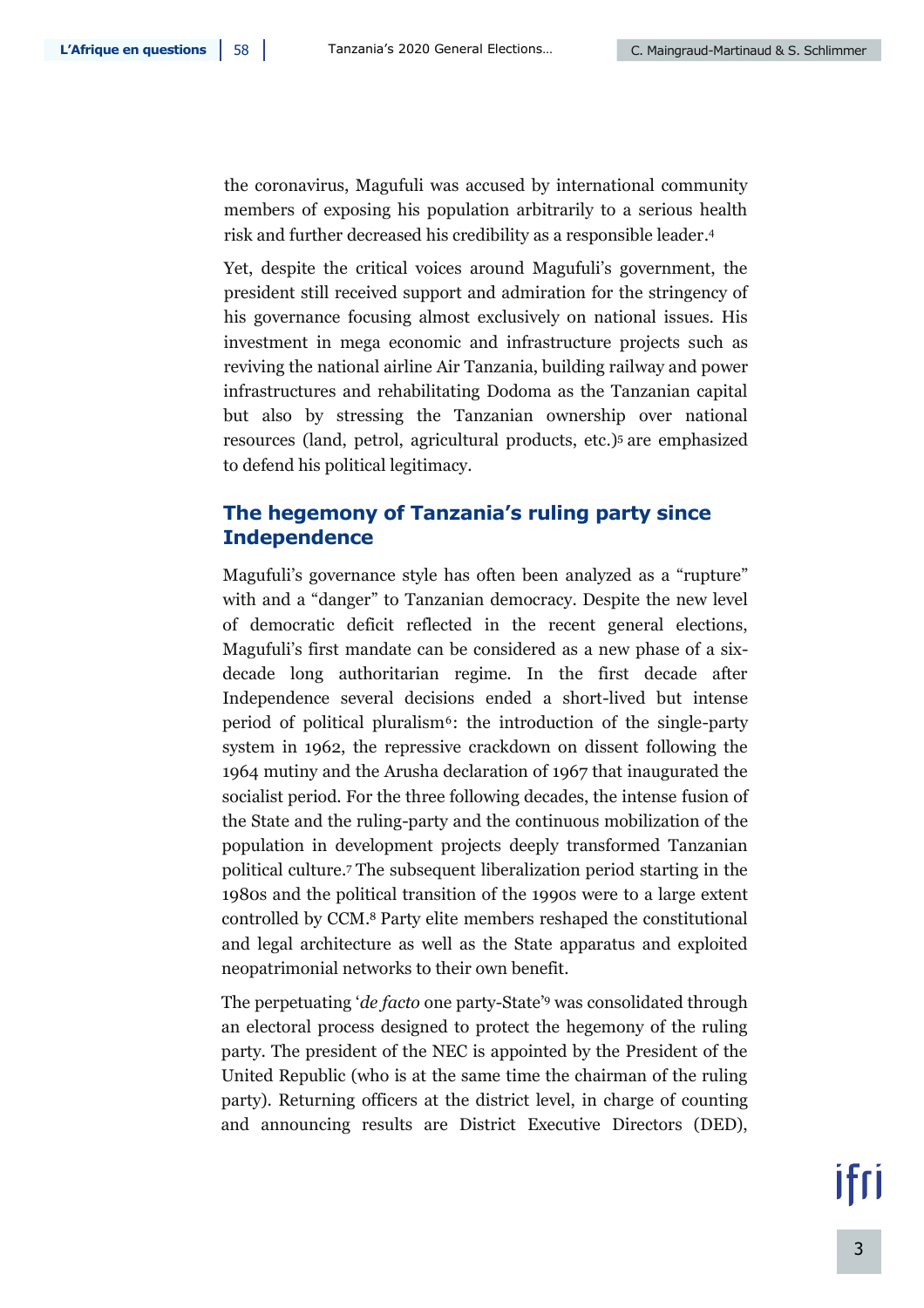the coronavirus, Magufuli was accused by international community members of exposing his population arbitrarily to a serious health risk and further decreased his credibility as a responsible leader.[4]

Yet, despite the critical voices around Magufuli's government, the president still received support and admiration for the stringency of his governance focusing almost exclusively on national issues. His investment in mega economic and infrastructure projects such as reviving the national airline Air Tanzania, building railway and power infrastructures and rehabilitating Dodoma as the Tanzanian capital but also by stressing the Tanzanian ownership over national resources (land, petrol, agricultural products, etc.)[5] are emphasized to defend his political legitimacy.

## The hegemony of Tanzania's ruling party since Independence

Magufuli's governance style has often been analyzed as a "rupture" with and a "danger" to Tanzanian democracy. Despite the new level of democratic deficit reflected in the recent general elections, Magufuli's first mandate can be considered as a new phase of a six-decade long authoritarian regime. In the first decade after Independence several decisions ended a short-lived but intense period of political pluralism[6]: the introduction of the single-party system in 1962, the repressive crackdown on dissent following the 1964 mutiny and the Arusha declaration of 1967 that inaugurated the socialist period. For the three following decades, the intense fusion of the State and the ruling-party and the continuous mobilization of the population in development projects deeply transformed Tanzanian political culture.[7] The subsequent liberalization period starting in the 1980s and the political transition of the 1990s were to a large extent controlled by CCM.[8] Party elite members reshaped the constitutional and legal architecture as well as the State apparatus and exploited neopatrimonial networks to their own benefit.

The perpetuating '*de facto* one party-State'[9] was consolidated through an electoral process designed to protect the hegemony of the ruling party. The president of the NEC is appointed by the President of the United Republic (who is at the same time the chairman of the ruling party). Returning officers at the district level, in charge of counting and announcing results are District Executive Directors (DED),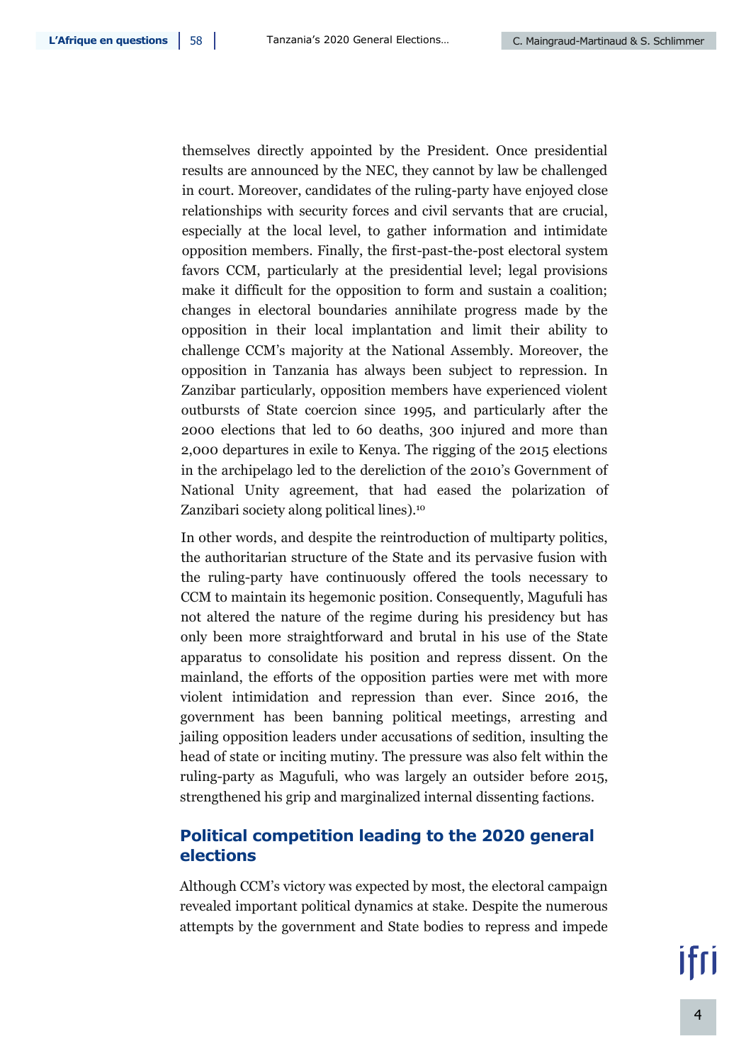themselves directly appointed by the President. Once presidential results are announced by the NEC, they cannot by law be challenged in court. Moreover, candidates of the ruling-party have enjoyed close relationships with security forces and civil servants that are crucial, especially at the local level, to gather information and intimidate opposition members. Finally, the first-past-the-post electoral system favors CCM, particularly at the presidential level; legal provisions make it difficult for the opposition to form and sustain a coalition; changes in electoral boundaries annihilate progress made by the opposition in their local implantation and limit their ability to challenge CCM's majority at the National Assembly. Moreover, the opposition in Tanzania has always been subject to repression. In Zanzibar particularly, opposition members have experienced violent outbursts of State coercion since 1995, and particularly after the 2000 elections that led to 60 deaths, 300 injured and more than 2,000 departures in exile to Kenya. The rigging of the 2015 elections in the archipelago led to the dereliction of the 2010's Government of National Unity agreement, that had eased the polarization of Zanzibari society along political lines).[10]

In other words, and despite the reintroduction of multiparty politics, the authoritarian structure of the State and its pervasive fusion with the ruling-party have continuously offered the tools necessary to CCM to maintain its hegemonic position. Consequently, Magufuli has not altered the nature of the regime during his presidency but has only been more straightforward and brutal in his use of the State apparatus to consolidate his position and repress dissent. On the mainland, the efforts of the opposition parties were met with more violent intimidation and repression than ever. Since 2016, the government has been banning political meetings, arresting and jailing opposition leaders under accusations of sedition, insulting the head of state or inciting mutiny. The pressure was also felt within the ruling-party as Magufuli, who was largely an outsider before 2015, strengthened his grip and marginalized internal dissenting factions.

## Political competition leading to the 2020 general elections

Although CCM's victory was expected by most, the electoral campaign revealed important political dynamics at stake. Despite the numerous attempts by the government and State bodies to repress and impede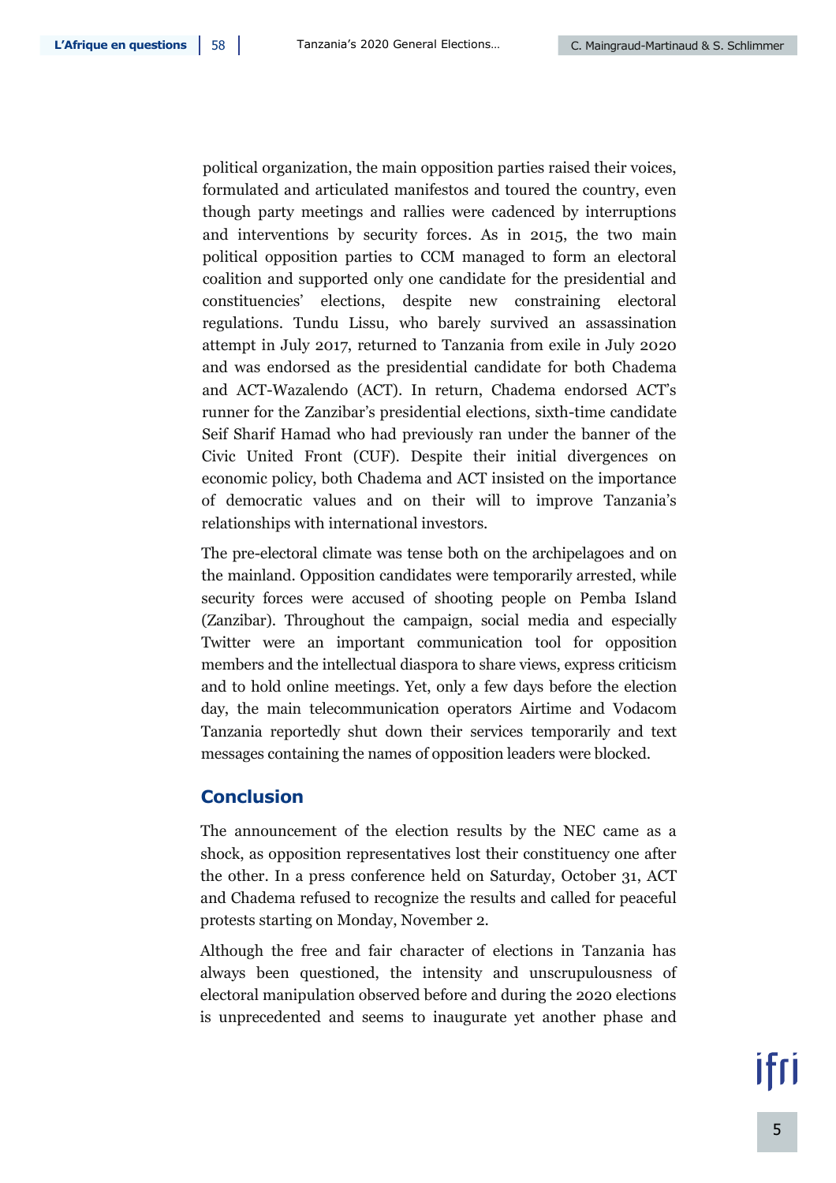political organization, the main opposition parties raised their voices, formulated and articulated manifestos and toured the country, even though party meetings and rallies were cadenced by interruptions and interventions by security forces. As in 2015, the two main political opposition parties to CCM managed to form an electoral coalition and supported only one candidate for the presidential and constituencies' elections, despite new constraining electoral regulations. Tundu Lissu, who barely survived an assassination attempt in July 2017, returned to Tanzania from exile in July 2020 and was endorsed as the presidential candidate for both Chadema and ACT-Wazalendo (ACT). In return, Chadema endorsed ACT's runner for the Zanzibar's presidential elections, sixth-time candidate Seif Sharif Hamad who had previously ran under the banner of the Civic United Front (CUF). Despite their initial divergences on economic policy, both Chadema and ACT insisted on the importance of democratic values and on their will to improve Tanzania's relationships with international investors.

The pre-electoral climate was tense both on the archipelagoes and on the mainland. Opposition candidates were temporarily arrested, while security forces were accused of shooting people on Pemba Island (Zanzibar). Throughout the campaign, social media and especially Twitter were an important communication tool for opposition members and the intellectual diaspora to share views, express criticism and to hold online meetings. Yet, only a few days before the election day, the main telecommunication operators Airtime and Vodacom Tanzania reportedly shut down their services temporarily and text messages containing the names of opposition leaders were blocked.

## Conclusion

The announcement of the election results by the NEC came as a shock, as opposition representatives lost their constituency one after the other. In a press conference held on Saturday, October 31, ACT and Chadema refused to recognize the results and called for peaceful protests starting on Monday, November 2.

Although the free and fair character of elections in Tanzania has always been questioned, the intensity and unscrupulousness of electoral manipulation observed before and during the 2020 elections is unprecedented and seems to inaugurate yet another phase and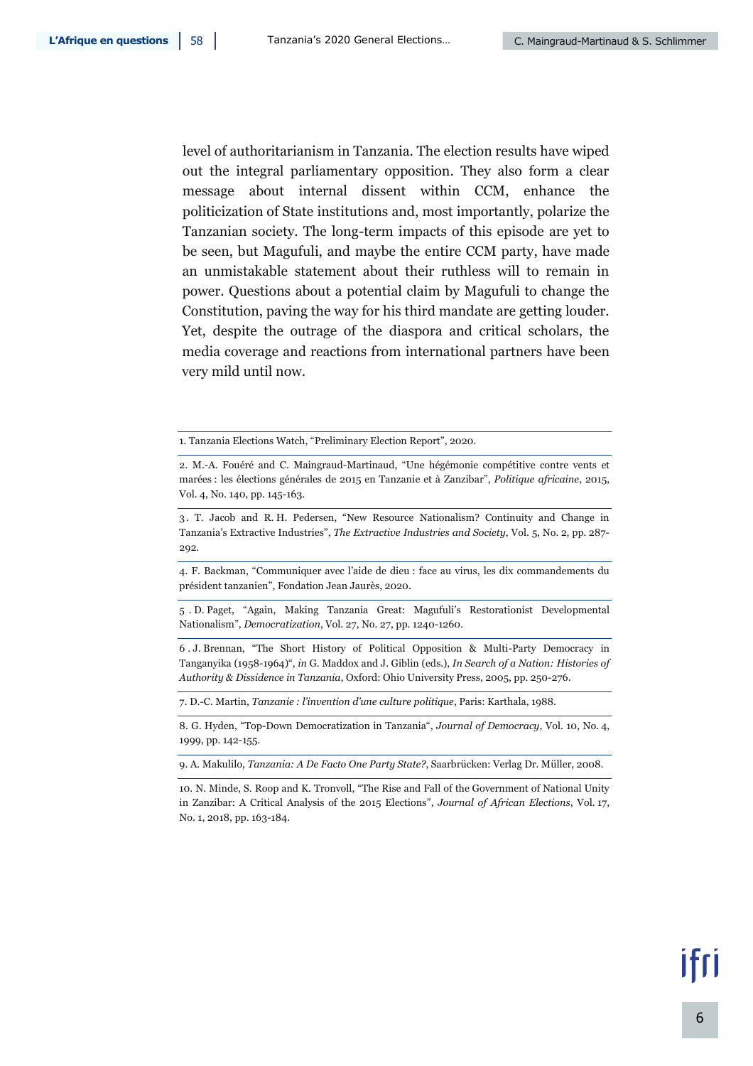level of authoritarianism in Tanzania. The election results have wiped out the integral parliamentary opposition. They also form a clear message about internal dissent within CCM, enhance the politicization of State institutions and, most importantly, polarize the Tanzanian society. The long-term impacts of this episode are yet to be seen, but Magufuli, and maybe the entire CCM party, have made an unmistakable statement about their ruthless will to remain in power. Questions about a potential claim by Magufuli to change the Constitution, paving the way for his third mandate are getting louder. Yet, despite the outrage of the diaspora and critical scholars, the media coverage and reactions from international partners have been very mild until now.

---

1. Tanzania Elections Watch, "Preliminary Election Report", 2020.

2. M.-A. Fouéré and C. Maingraud-Martinaud, "Une hégémonie compétitive contre vents et marées : les élections générales de 2015 en Tanzanie et à Zanzibar", *Politique africaine*, 2015, Vol. 4, No. 140, pp. 145-163.

3. T. Jacob and R. H. Pedersen, "New Resource Nationalism? Continuity and Change in Tanzania's Extractive Industries", *The Extractive Industries and Society*, Vol. 5, No. 2, pp. 287-292.

4. F. Backman, "Communiquer avec l'aide de dieu : face au virus, les dix commandements du président tanzanien", Fondation Jean Jaurès, 2020.

5. D. Paget, "Again, Making Tanzania Great: Magufuli's Restorationist Developmental Nationalism", *Democratization*, Vol. 27, No. 27, pp. 1240-1260.

6. J. Brennan, "The Short History of Political Opposition & Multi-Party Democracy in Tanganyika (1958-1964)", *in* G. Maddox and J. Giblin (eds.), *In Search of a Nation: Histories of Authority & Dissidence in Tanzania*, Oxford: Ohio University Press, 2005, pp. 250-276.

7. D.-C. Martin, *Tanzanie : l'invention d'une culture politique*, Paris: Karthala, 1988.

8. G. Hyden, "Top-Down Democratization in Tanzania", *Journal of Democracy*, Vol. 10, No. 4, 1999, pp. 142-155.

9. A. Makulilo, *Tanzania: A De Facto One Party State?*, Saarbrücken: Verlag Dr. Müller, 2008.

10. N. Minde, S. Roop and K. Tronvoll, "The Rise and Fall of the Government of National Unity in Zanzibar: A Critical Analysis of the 2015 Elections", *Journal of African Elections*, Vol. 17, No. 1, 2018, pp. 163-184.